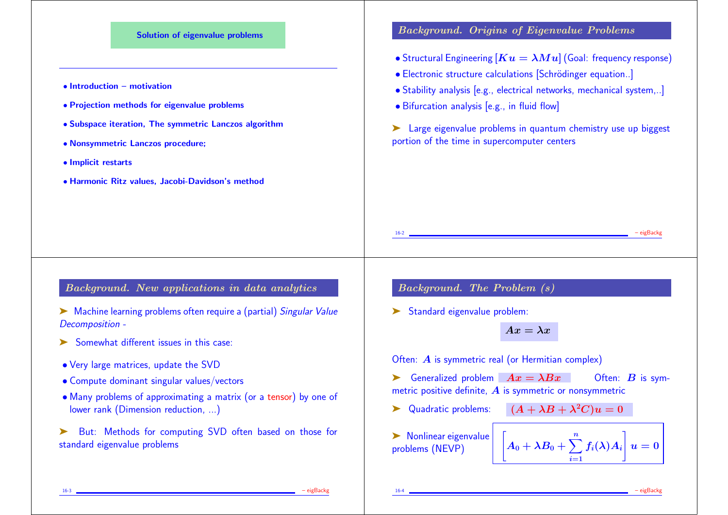## Solution of eigenvalue problems

- **Introduction – motivation**
- **Projection methods for eigenvalue problems**
- **Subspace iteration, The symmetric Lanczos algorithm**
- **Nonsymmetric Lanczos procedure;**
- **Implicit restarts**
- **Harmonic Ritz values, Jacobi-Davidson's method**

## *Background. Origins of Eigenvalue Problems*

- Structural Engineering [$Ku = \lambda M u$] (Goal: frequency response)
- Electronic structure calculations [Schrödinger equation..]
- Stability analysis [e.g., electrical networks, mechanical system,..]
- Bifurcation analysis [e.g., in fluid flow]

➤ Large eigenvalue problems in quantum chemistry use up biggest portion of the time in supercomputer centers

## *Background. New applications in data analytics*

➤ Machine learning problems often require a (partial) *Singular Value Decomposition* -

➤ Somewhat different issues in this case:

- Very large matrices, update the SVD
- Compute dominant singular values/vectors
- Many problems of approximating a matrix (or a tensor) by one of lower rank (Dimension reduction, ...)

➤ But: Methods for computing SVD often based on those for standard eigenvalue problems

## *Background. The Problem (s)*

➤ Standard eigenvalue problem:

$$Ax = \lambda x$$

Often: $A$ is symmetric real (or Hermitian complex)

➤ Generalized problem $Ax = \lambda Bx$ Often: $B$ is symmetric positive definite, $A$ is symmetric or nonsymmetric

➤ Quadratic problems: $(A + \lambda B + \lambda^2 C)u = 0$

➤ Nonlinear eigenvalue problems (NEVP)

$$\left[A_0 + \lambda B_0 + \sum_{i=1}^{n} f_i(\lambda) A_i\right] u = 0$$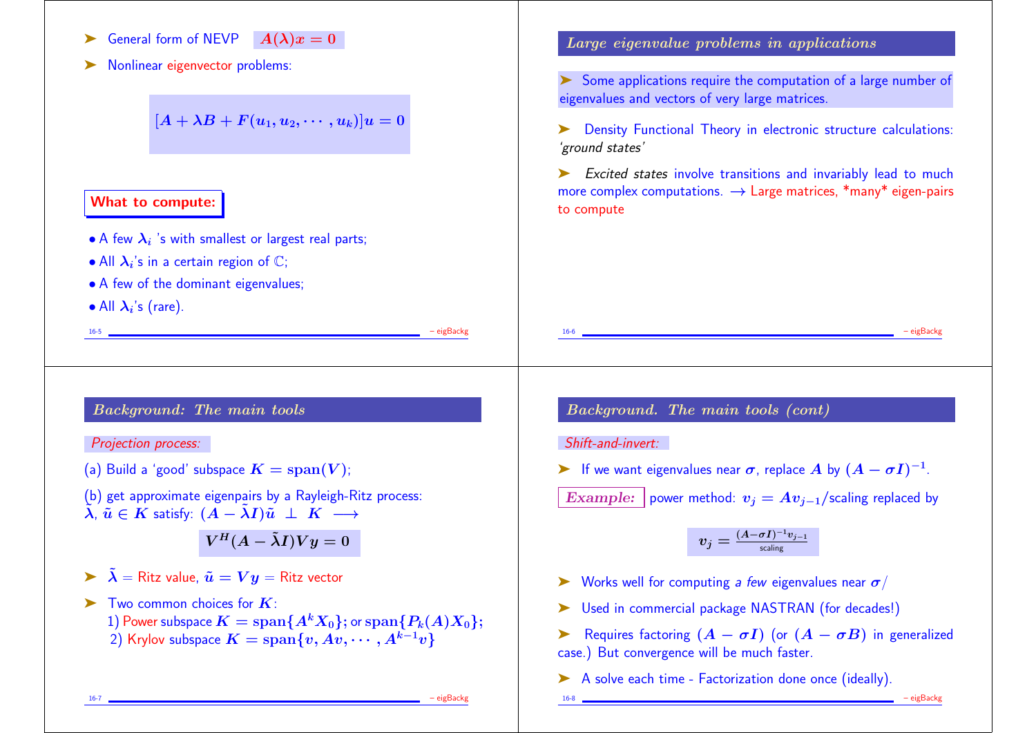- General form of NEVP $A(\lambda)x = 0$
- Nonlinear eigenvector problems:

$$[A + \lambda B + F(u_1, u_2, \cdots, u_k)]u = 0$$

**What to compute:**

- A few $\lambda_i$ 's with smallest or largest real parts;
- All $\lambda_i$'s in a certain region of $\mathbb{C}$;
- A few of the dominant eigenvalues;
- All $\lambda_i$'s (rare).

## Large eigenvalue problems in applications

- Some applications require the computation of a large number of eigenvalues and vectors of very large matrices.
- Density Functional Theory in electronic structure calculations: *'ground states'*
- *Excited states* involve transitions and invariably lead to much more complex computations. $\longrightarrow$ Large matrices, *many* eigen-pairs to compute

## Background: The main tools

*Projection process:*

(a) Build a 'good' subspace $K = \text{span}(V)$;

(b) get approximate eigenpairs by a Rayleigh-Ritz process: $\tilde{\lambda}$, $\tilde{u} \in K$ satisfy: $(A - \tilde{\lambda} I)\tilde{u} \perp K \longrightarrow$

$$V^H(A - \tilde{\lambda} I)Vy = 0$$

- $\tilde{\lambda}$ = Ritz value, $\tilde{u} = Vy$ = Ritz vector
- Two common choices for $K$:
  1) Power subspace $K = \text{span}\{A^k X_0\}$; or $\text{span}\{P_k(A)X_0\}$;
  2) Krylov subspace $K = \text{span}\{v, Av, \cdots, A^{k-1}v\}$

## Background. The main tools (cont)

*Shift-and-invert:*

- If we want eigenvalues near $\sigma$, replace $A$ by $(A - \sigma I)^{-1}$.

***Example:*** power method: $v_j = Av_{j-1}$/scaling replaced by

$$v_j = \frac{(A - \sigma I)^{-1} v_{j-1}}{\text{scaling}}$$

- Works well for computing *a few* eigenvalues near $\sigma$/
- Used in commercial package NASTRAN (for decades!)
- Requires factoring $(A - \sigma I)$ (or $(A - \sigma B)$ in generalized case.) But convergence will be much faster.
- A solve each time - Factorization done once (ideally).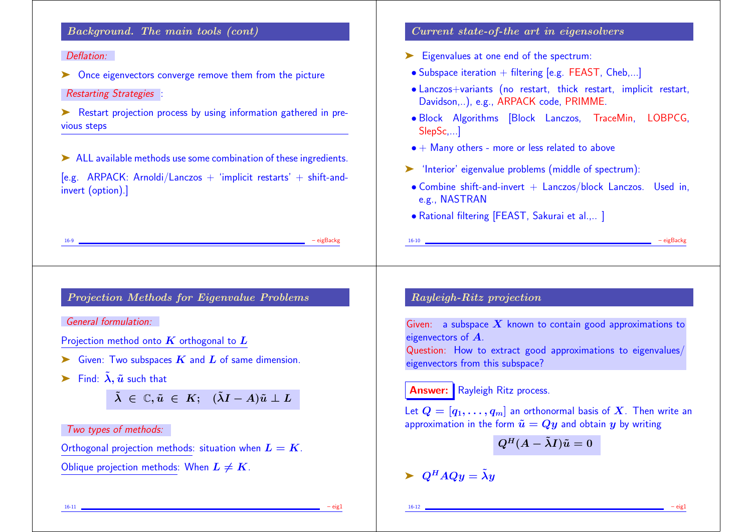## Background. The main tools (cont)

*Deflation:*

➤ Once eigenvectors converge remove them from the picture

*Restarting Strategies* :

➤ Restart projection process by using information gathered in previous steps

---

➤ ALL available methods use some combination of these ingredients.

[e.g. ARPACK: Arnoldi/Lanczos + 'implicit restarts' + shift-and-invert (option).]

## Current state-of-the art in eigensolvers

➤ Eigenvalues at one end of the spectrum:

- Subspace iteration + filtering [e.g. FEAST, Cheb,...]
- Lanczos+variants (no restart, thick restart, implicit restart, Davidson,..), e.g., ARPACK code, PRIMME.
- Block Algorithms [Block Lanczos, TraceMin, LOBPCG, SlepSc,...]
- + Many others - more or less related to above

➤ 'Interior' eigenvalue problems (middle of spectrum):

- Combine shift-and-invert + Lanczos/block Lanczos. Used in, e.g., NASTRAN
- Rational filtering [FEAST, Sakurai et al.,.. ]

## Projection Methods for Eigenvalue Problems

*General formulation:*

Projection method onto $K$ orthogonal to $L$

➤ Given: Two subspaces $K$ and $L$ of same dimension.

➤ Find: $\tilde{\lambda}, \tilde{u}$ such that

$$\tilde{\lambda} \in \mathbb{C}, \tilde{u} \in K; \quad (\tilde{\lambda} I - A)\tilde{u} \perp L$$

*Two types of methods:*

Orthogonal projection methods: situation when $L = K$.

Oblique projection methods: When $L \neq K$.

## Rayleigh-Ritz projection

Given: a subspace $X$ known to contain good approximations to eigenvectors of $A$.
Question: How to extract good approximations to eigenvalues/eigenvectors from this subspace?

**Answer:** Rayleigh Ritz process.

Let $Q = [q_1, \ldots, q_m]$ an orthonormal basis of $X$. Then write an approximation in the form $\tilde{u} = Qy$ and obtain $y$ by writing

$$Q^H(A - \tilde{\lambda} I)\tilde{u} = 0$$

➤ $Q^H A Q y = \tilde{\lambda} y$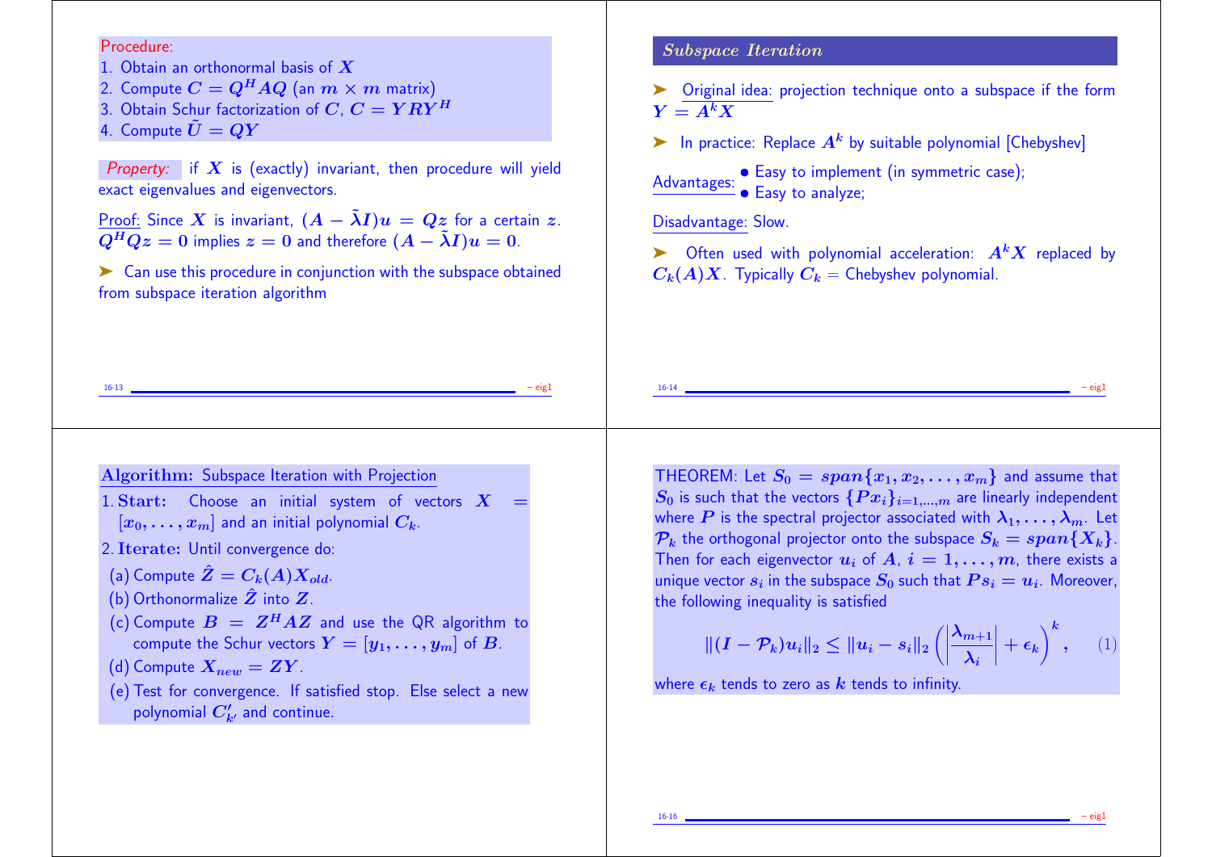Procedure:

1. Obtain an orthonormal basis of $X$
2. Compute $C = Q^H A Q$ (an $m \times m$ matrix)
3. Obtain Schur factorization of $C$, $C = YRY^H$
4. Compute $\tilde{U} = QY$

*Property:* if $X$ is (exactly) invariant, then procedure will yield exact eigenvalues and eigenvectors.

Proof: Since $X$ is invariant, $(A - \tilde{\lambda} I)u = Qz$ for a certain $z$. $Q^H Q z = 0$ implies $z = 0$ and therefore $(A - \tilde{\lambda} I)u = 0$.

➤ Can use this procedure in conjunction with the subspace obtained from subspace iteration algorithm

## *Subspace Iteration*

➤ Original idea: projection technique onto a subspace if the form $Y = A^k X$

➤ In practice: Replace $A^k$ by suitable polynomial [Chebyshev]

Advantages:
- Easy to implement (in symmetric case);
- Easy to analyze;

Disadvantage: Slow.

➤ Often used with polynomial acceleration: $A^k X$ replaced by $C_k(A)X$. Typically $C_k$ = Chebyshev polynomial.

**Algorithm:** Subspace Iteration with Projection

1. **Start:** Choose an initial system of vectors $X = [x_0, \ldots, x_m]$ and an initial polynomial $C_k$.
2. **Iterate:** Until convergence do:
   - (a) Compute $\hat{Z} = C_k(A) X_{old}$.
   - (b) Orthonormalize $\hat{Z}$ into $Z$.
   - (c) Compute $B = Z^H A Z$ and use the QR algorithm to compute the Schur vectors $Y = [y_1, \ldots, y_m]$ of $B$.
   - (d) Compute $X_{new} = ZY$.
   - (e) Test for convergence. If satisfied stop. Else select a new polynomial $C'_{k'}$ and continue.

THEOREM: Let $S_0 = span\{x_1, x_2, \ldots, x_m\}$ and assume that $S_0$ is such that the vectors $\{Px_i\}_{i=1,\ldots,m}$ are linearly independent where $P$ is the spectral projector associated with $\lambda_1, \ldots, \lambda_m$. Let $\mathcal{P}_k$ the orthogonal projector onto the subspace $S_k = span\{X_k\}$. Then for each eigenvector $u_i$ of $A$, $i = 1, \ldots, m$, there exists a unique vector $s_i$ in the subspace $S_0$ such that $Ps_i = u_i$. Moreover, the following inequality is satisfied

$$\|(I - \mathcal{P}_k)u_i\|_2 \le \|u_i - s_i\|_2 \left( \left| \frac{\lambda_{m+1}}{\lambda_i} \right| + \epsilon_k \right)^k, \qquad (1)$$

where $\epsilon_k$ tends to zero as $k$ tends to infinity.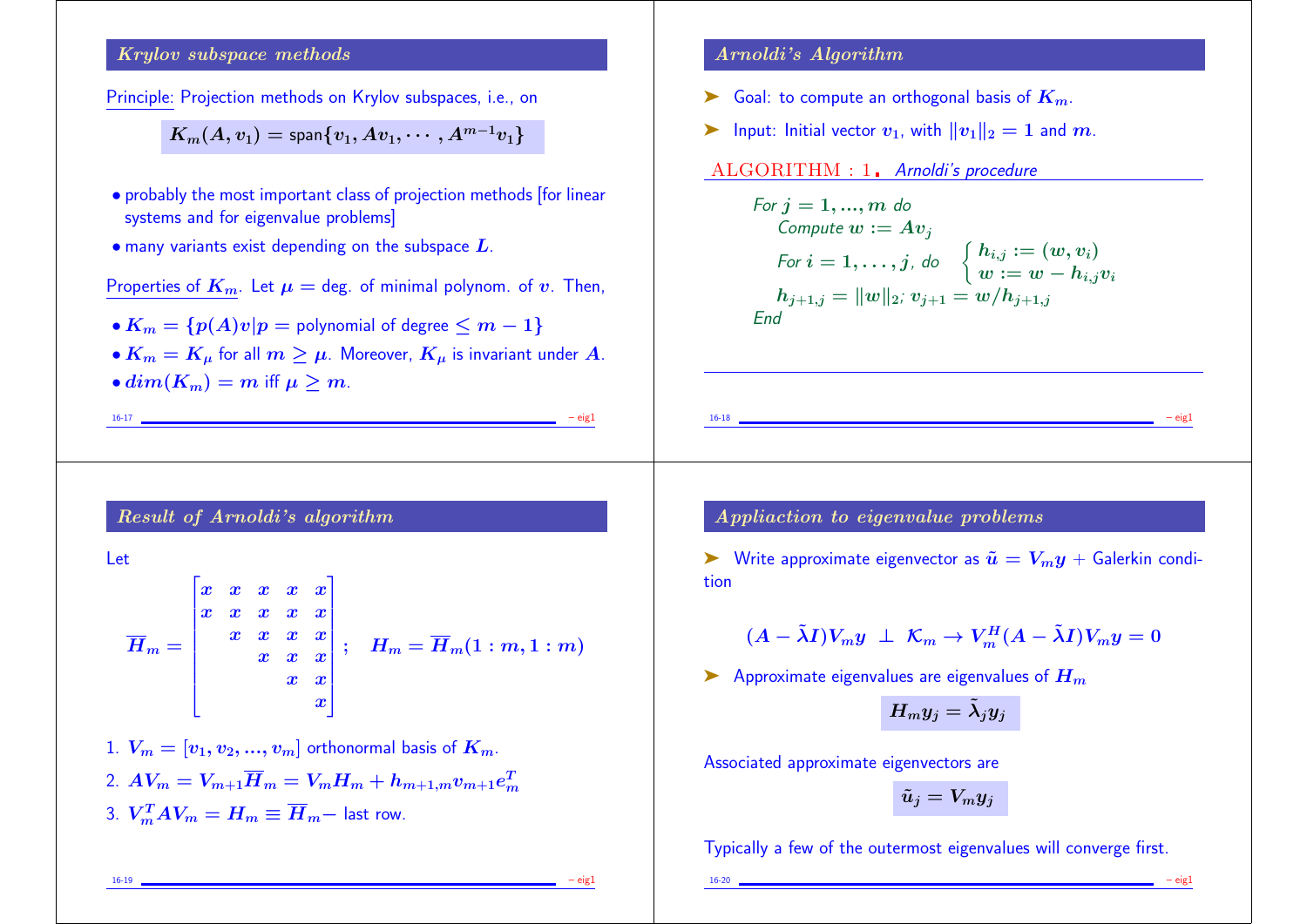## Krylov subspace methods

Principle: Projection methods on Krylov subspaces, i.e., on

$$K_m(A, v_1) = \text{span}\{v_1, Av_1, \cdots, A^{m-1}v_1\}$$

- probably the most important class of projection methods [for linear systems and for eigenvalue problems]
- many variants exist depending on the subspace $L$.

Properties of $K_m$. Let $\mu =$ deg. of minimal polynom. of $v$. Then,

- $K_m = \{p(A)v | p = \text{polynomial of degree} \leq m-1\}$
- $K_m = K_\mu$ for all $m \geq \mu$. Moreover, $K_\mu$ is invariant under $A$.
- $dim(K_m) = m$ iff $\mu \geq m$.

## Arnoldi's Algorithm

- Goal: to compute an orthogonal basis of $K_m$.
- Input: Initial vector $v_1$, with $\|v_1\|_2 = 1$ and $m$.

**ALGORITHM : 1.** *Arnoldi's procedure*

*For* $j = 1, ..., m$ *do*
  *Compute* $w := Av_j$
  *For* $i = 1, \ldots, j$, *do* $\begin{cases} h_{i,j} := (w, v_i) \\ w := w - h_{i,j}v_i \end{cases}$
  $h_{j+1,j} = \|w\|_2$; $v_{j+1} = w/h_{j+1,j}$
*End*

## Result of Arnoldi's algorithm

Let

$$\overline{H}_m = \begin{bmatrix} x & x & x & x & x \\ x & x & x & x & x \\ & x & x & x & x \\ & & x & x & x \\ & & & x & x \\ & & & & x \end{bmatrix}; \quad H_m = \overline{H}_m(1:m, 1:m)$$

1. $V_m = [v_1, v_2, ..., v_m]$ orthonormal basis of $K_m$.
2. $AV_m = V_{m+1}\overline{H}_m = V_m H_m + h_{m+1,m}v_{m+1}e_m^T$
3. $V_m^T A V_m = H_m \equiv \overline{H}_m -$ last row.

## Appliaction to eigenvalue problems

- Write approximate eigenvector as $\tilde{u} = V_m y$ + Galerkin condition

$$(A - \tilde{\lambda}I)V_m y \perp \mathcal{K}_m \rightarrow V_m^H (A - \tilde{\lambda}I)V_m y = 0$$

- Approximate eigenvalues are eigenvalues of $H_m$

$$H_m y_j = \tilde{\lambda}_j y_j$$

Associated approximate eigenvectors are

$$\tilde{u}_j = V_m y_j$$

Typically a few of the outermost eigenvalues will converge first.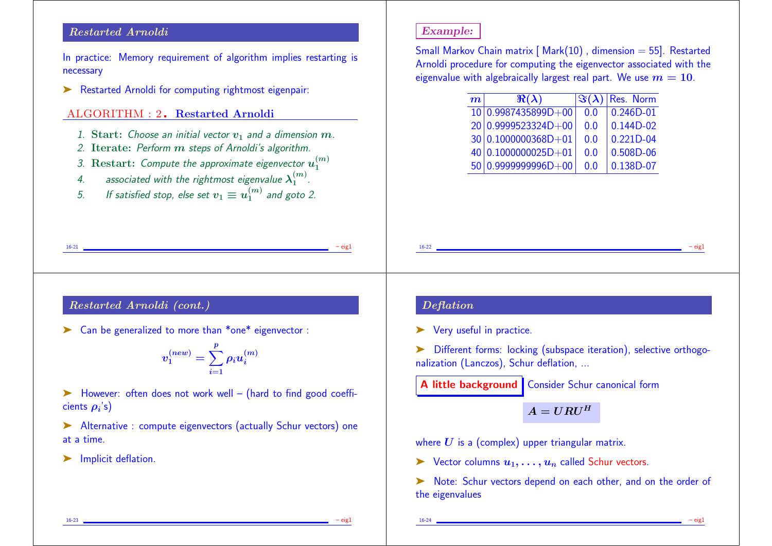## Restarted Arnoldi

In practice: Memory requirement of algorithm implies restarting is necessary

➤ Restarted Arnoldi for computing rightmost eigenpair:

**ALGORITHM : 2. Restarted Arnoldi**

1. **Start:** *Choose an initial vector $v_1$ and a dimension $m$.*
2. **Iterate:** *Perform $m$ steps of Arnoldi's algorithm.*
3. **Restart:** *Compute the approximate eigenvector $u_1^{(m)}$*
4. *associated with the rightmost eigenvalue $\lambda_1^{(m)}$.*
5. *If satisfied stop, else set $v_1 \equiv u_1^{(m)}$ and goto 2.*

## Example:

Small Markov Chain matrix [ Mark(10) , dimension = 55]. Restarted Arnoldi procedure for computing the eigenvector associated with the eigenvalue with algebraically largest real part. We use $m = 10$.

| $m$ | $\Re(\lambda)$ | $\Im(\lambda)$ | Res. Norm |
|---|---|---|---|
| 10 | 0.9987435899D+00 | 0.0 | 0.246D-01 |
| 20 | 0.9999523324D+00 | 0.0 | 0.144D-02 |
| 30 | 0.1000000368D+01 | 0.0 | 0.221D-04 |
| 40 | 0.1000000025D+01 | 0.0 | 0.508D-06 |
| 50 | 0.9999999996D+00 | 0.0 | 0.138D-07 |

## Restarted Arnoldi (cont.)

➤ Can be generalized to more than *one* eigenvector :

$$v_1^{(new)} = \sum_{i=1}^{p} \rho_i u_i^{(m)}$$

➤ However: often does not work well – (hard to find good coefficients $\rho_i$'s)

➤ Alternative : compute eigenvectors (actually Schur vectors) one at a time.

➤ Implicit deflation.

## Deflation

➤ Very useful in practice.

➤ Different forms: locking (subspace iteration), selective orthogonalization (Lanczos), Schur deflation, ...

**A little background** Consider Schur canonical form

$$A = URU^H$$

where $U$ is a (complex) upper triangular matrix.

➤ Vector columns $u_1, \ldots, u_n$ called Schur vectors.

➤ Note: Schur vectors depend on each other, and on the order of the eigenvalues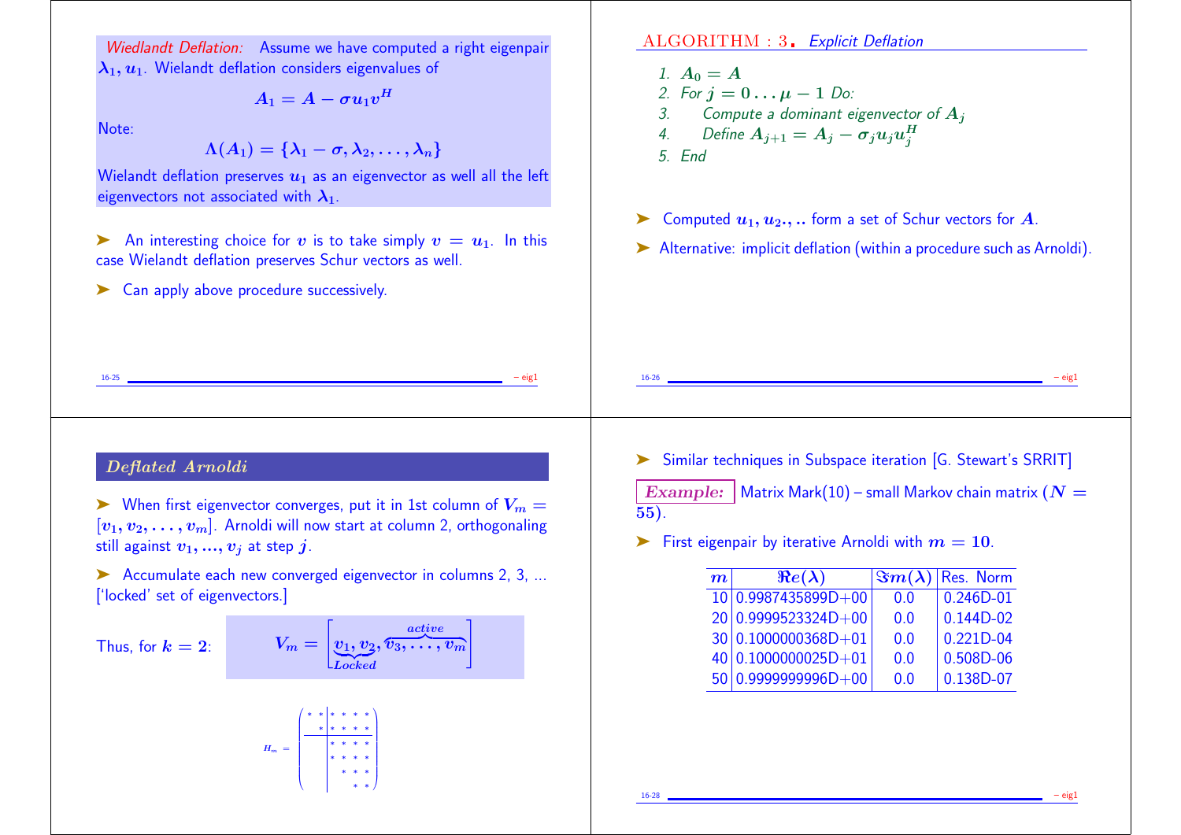*Wiedlandt Deflation:* Assume we have computed a right eigenpair $\lambda_1, u_1$. Wielandt deflation considers eigenvalues of

$$A_1 = A - \sigma u_1 v^H$$

Note:

$$\Lambda(A_1) = \{\lambda_1 - \sigma, \lambda_2, \ldots, \lambda_n\}$$

Wielandt deflation preserves $u_1$ as an eigenvector as well all the left eigenvectors not associated with $\lambda_1$.

➤ An interesting choice for $v$ is to take simply $v = u_1$. In this case Wielandt deflation preserves Schur vectors as well.

➤ Can apply above procedure successively.

ALGORITHM : 3. *Explicit Deflation*

1. $A_0 = A$
2. For $j = 0 \ldots \mu - 1$ Do:
3. Compute a dominant eigenvector of $A_j$
4. Define $A_{j+1} = A_j - \sigma_j u_j u_j^H$
5. End

➤ Computed $u_1, u_2, ..$ form a set of Schur vectors for $A$.

➤ Alternative: implicit deflation (within a procedure such as Arnoldi).

## *Deflated Arnoldi*

➤ When first eigenvector converges, put it in 1st column of $V_m = [v_1, v_2, \ldots, v_m]$. Arnoldi will now start at column 2, orthogonaling still against $v_1, ..., v_j$ at step $j$.

➤ Accumulate each new converged eigenvector in columns 2, 3, ... ['locked' set of eigenvectors.]

Thus, for $k = 2$:

$$V_m = \Big[\underbrace{v_1, v_2}_{Locked}, \overbrace{v_3, \ldots, v_m}^{active}\Big]$$

$$H_m = \left(\begin{array}{cc|cccc} * & * & * & * & * & * \\ & * & * & * & * & * \\ \hline & & * & * & * & * \\ & & * & * & * & * \\ & & & * & * & * \\ & & & & * & * \end{array}\right)$$

➤ Similar techniques in Subspace iteration [G. Stewart's SRRIT]

**Example:** Matrix Mark(10) – small Markov chain matrix ($N = 55$).

➤ First eigenpair by iterative Arnoldi with $m = 10$.

| $m$ | $\Re e(\lambda)$ | $\Im m(\lambda)$ | Res. Norm |
|---|---|---|---|
| 10 | 0.9987435899D+00 | 0.0 | 0.246D-01 |
| 20 | 0.9999523324D+00 | 0.0 | 0.144D-02 |
| 30 | 0.1000000368D+01 | 0.0 | 0.221D-04 |
| 40 | 0.1000000025D+01 | 0.0 | 0.508D-06 |
| 50 | 0.9999999996D+00 | 0.0 | 0.138D-07 |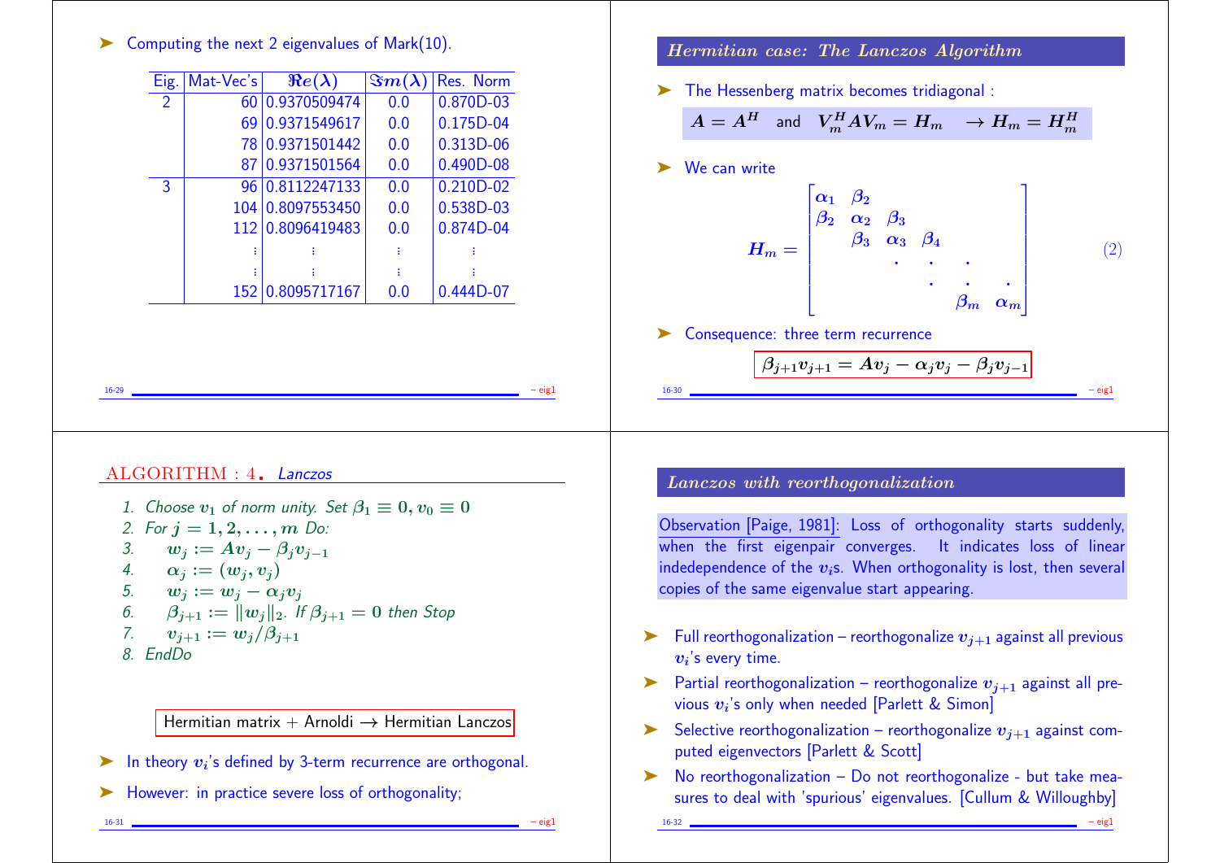- Computing the next 2 eigenvalues of Mark(10).

| Eig. | Mat-Vec's | $\Re e(\lambda)$ | $\Im m(\lambda)$ | Res. Norm |
|---|---|---|---|---|
| 2 | 60 | 0.9370509474 | 0.0 | 0.870D-03 |
| | 69 | 0.9371549617 | 0.0 | 0.175D-04 |
| | 78 | 0.9371501442 | 0.0 | 0.313D-06 |
| | 87 | 0.9371501564 | 0.0 | 0.490D-08 |
| 3 | 96 | 0.8112247133 | 0.0 | 0.210D-02 |
| | 104 | 0.8097553450 | 0.0 | 0.538D-03 |
| | 112 | 0.8096419483 | 0.0 | 0.874D-04 |
| | ⋮ | ⋮ | ⋮ | ⋮ |
| | ⋮ | ⋮ | ⋮ | ⋮ |
| | 152 | 0.8095717167 | 0.0 | 0.444D-07 |

## Hermitian case: The Lanczos Algorithm

- The Hessenberg matrix becomes tridiagonal :

$$A = A^H \quad \text{and} \quad V_m^H A V_m = H_m \quad \to H_m = H_m^H$$

- We can write

$$H_m = \begin{bmatrix} \alpha_1 & \beta_2 & & & \\ \beta_2 & \alpha_2 & \beta_3 & & \\ & \beta_3 & \alpha_3 & \beta_4 & \\ & & \cdot & \cdot & \cdot \\ & & & \cdot & \cdot & \cdot \\ & & & & \beta_m & \alpha_m \end{bmatrix} \qquad (2)$$

- Consequence: three term recurrence

$$\beta_{j+1} v_{j+1} = A v_j - \alpha_j v_j - \beta_j v_{j-1}$$

**ALGORITHM : 4.** *Lanczos*

1. *Choose $v_1$ of norm unity. Set $\beta_1 \equiv 0, v_0 \equiv 0$*
2. *For $j = 1, 2, \ldots, m$ Do:*
3. $\quad w_j := A v_j - \beta_j v_{j-1}$
4. $\quad \alpha_j := (w_j, v_j)$
5. $\quad w_j := w_j - \alpha_j v_j$
6. $\quad \beta_{j+1} := \|w_j\|_2$. *If $\beta_{j+1} = 0$ then Stop*
7. $\quad v_{j+1} := w_j / \beta_{j+1}$
8. *EndDo*

Hermitian matrix + Arnoldi → Hermitian Lanczos

- In theory $v_i$'s defined by 3-term recurrence are orthogonal.
- However: in practice severe loss of orthogonality;

## Lanczos with reorthogonalization

Observation [Paige, 1981]: Loss of orthogonality starts suddenly, when the first eigenpair converges. It indicates loss of linear indedependence of the $v_i$s. When orthogonality is lost, then several copies of the same eigenvalue start appearing.

- Full reorthogonalization – reorthogonalize $v_{j+1}$ against all previous $v_i$'s every time.
- Partial reorthogonalization – reorthogonalize $v_{j+1}$ against all previous $v_i$'s only when needed [Parlett & Simon]
- Selective reorthogonalization – reorthogonalize $v_{j+1}$ against computed eigenvectors [Parlett & Scott]
- No reorthogonalization – Do not reorthogonalize - but take measures to deal with 'spurious' eigenvalues. [Cullum & Willoughby]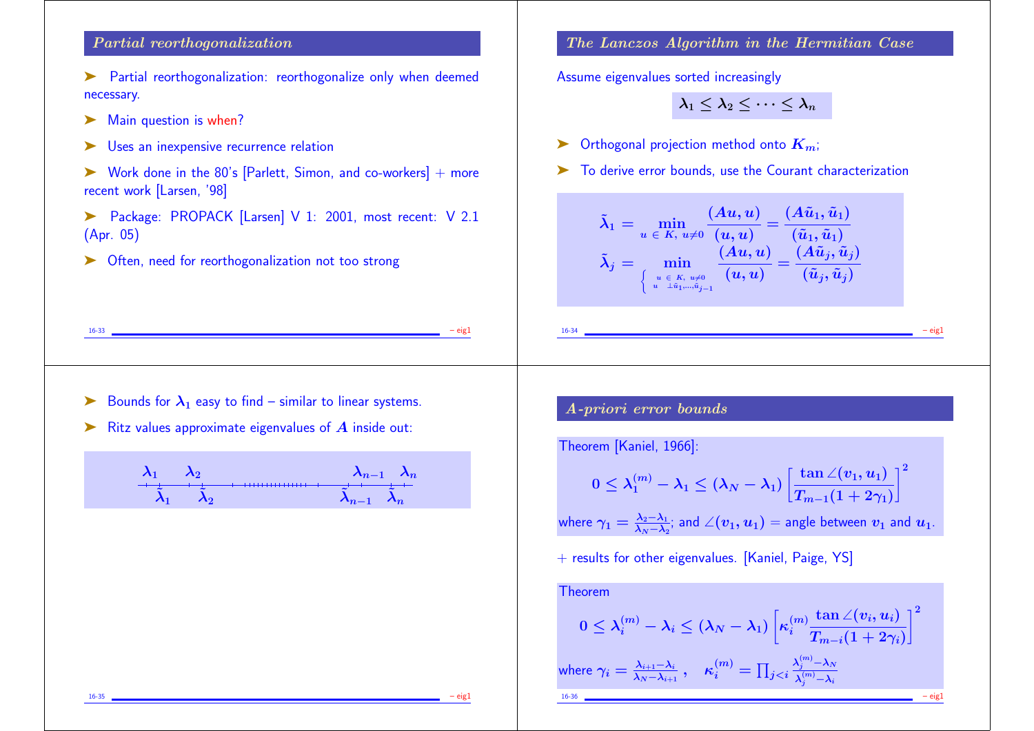## Partial reorthogonalization

- Partial reorthogonalization: reorthogonalize only when deemed necessary.
- Main question is when?
- Uses an inexpensive recurrence relation
- Work done in the 80's [Parlett, Simon, and co-workers] + more recent work [Larsen, '98]
- Package: PROPACK [Larsen] V 1: 2001, most recent: V 2.1 (Apr. 05)
- Often, need for reorthogonalization not too strong

## The Lanczos Algorithm in the Hermitian Case

Assume eigenvalues sorted increasingly

$$\lambda_1 \le \lambda_2 \le \cdots \le \lambda_n$$

- Orthogonal projection method onto $K_m$;
- To derive error bounds, use the Courant characterization

$$\tilde{\lambda}_1 = \min_{u \in K, \ u \neq 0} \frac{(Au, u)}{(u, u)} = \frac{(A\tilde{u}_1, \tilde{u}_1)}{(\tilde{u}_1, \tilde{u}_1)}$$

$$\tilde{\lambda}_j = \min_{\begin{cases} u \in K, \ u \neq 0 \\ u \perp \tilde{u}_1, \ldots, \tilde{u}_{j-1} \end{cases}} \frac{(Au, u)}{(u, u)} = \frac{(A\tilde{u}_j, \tilde{u}_j)}{(\tilde{u}_j, \tilde{u}_j)}$$

- Bounds for $\lambda_1$ easy to find – similar to linear systems.
- Ritz values approximate eigenvalues of $A$ inside out:

$\lambda_1$ $\lambda_2$ ... $\lambda_{n-1}$ $\lambda_n$

$\tilde{\lambda}_1$ $\tilde{\lambda}_2$ ... $\tilde{\lambda}_{n-1}$ $\tilde{\lambda}_n$

## A-priori error bounds

Theorem [Kaniel, 1966]:

$$0 \le \lambda_1^{(m)} - \lambda_1 \le (\lambda_N - \lambda_1) \left[ \frac{\tan \angle(v_1, u_1)}{T_{m-1}(1 + 2\gamma_1)} \right]^2$$

where $\gamma_1 = \frac{\lambda_2 - \lambda_1}{\lambda_N - \lambda_2}$; and $\angle(v_1, u_1)$ = angle between $v_1$ and $u_1$.

+ results for other eigenvalues. [Kaniel, Paige, YS]

Theorem

$$0 \le \lambda_i^{(m)} - \lambda_i \le (\lambda_N - \lambda_1) \left[ \kappa_i^{(m)} \frac{\tan \angle(v_i, u_i)}{T_{m-i}(1 + 2\gamma_i)} \right]^2$$

where $\gamma_i = \frac{\lambda_{i+1} - \lambda_i}{\lambda_N - \lambda_{i+1}}$, $\quad \kappa_i^{(m)} = \prod_{j<i} \frac{\lambda_j^{(m)} - \lambda_N}{\lambda_j^{(m)} - \lambda_i}$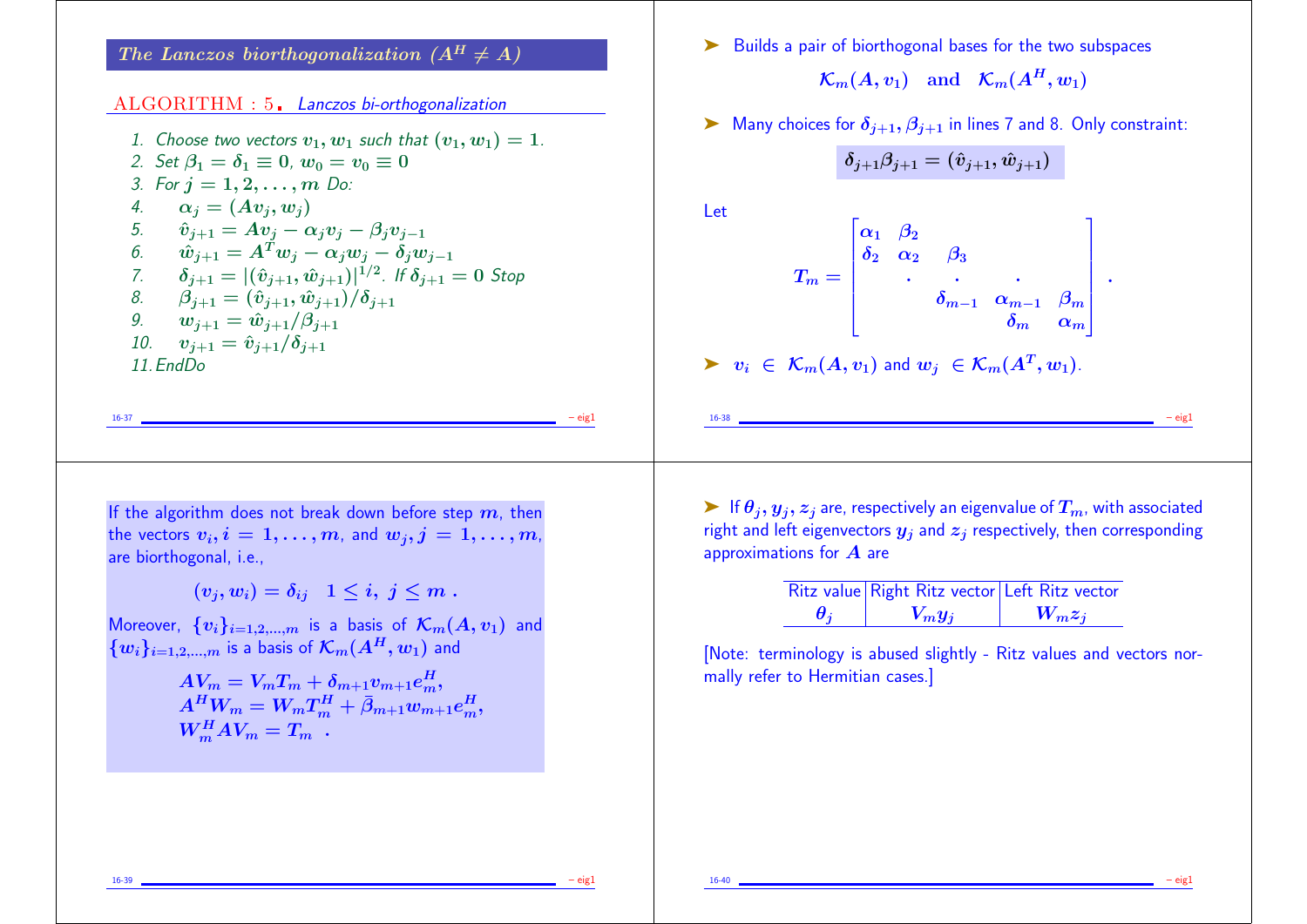## The Lanczos biorthogonalization ($A^H \neq A$)

**ALGORITHM : 5.** *Lanczos bi-orthogonalization*

1. Choose two vectors $v_1, w_1$ such that $(v_1, w_1) = 1$.
2. Set $\beta_1 = \delta_1 \equiv 0$, $w_0 = v_0 \equiv 0$
3. For $j = 1, 2, \ldots, m$ Do:
4. $\quad \alpha_j = (Av_j, w_j)$
5. $\quad \hat{v}_{j+1} = Av_j - \alpha_j v_j - \beta_j v_{j-1}$
6. $\quad \hat{w}_{j+1} = A^T w_j - \alpha_j w_j - \delta_j w_{j-1}$
7. $\quad \delta_{j+1} = |(\hat{v}_{j+1}, \hat{w}_{j+1})|^{1/2}$. If $\delta_{j+1} = 0$ Stop
8. $\quad \beta_{j+1} = (\hat{v}_{j+1}, \hat{w}_{j+1})/\delta_{j+1}$
9. $\quad w_{j+1} = \hat{w}_{j+1}/\beta_{j+1}$
10. $\quad v_{j+1} = \hat{v}_{j+1}/\delta_{j+1}$
11. EndDo

---

➤ Builds a pair of biorthogonal bases for the two subspaces

$$\mathcal{K}_m(A, v_1) \quad \text{and} \quad \mathcal{K}_m(A^H, w_1)$$

➤ Many choices for $\delta_{j+1}, \beta_{j+1}$ in lines 7 and 8. Only constraint:

$$\delta_{j+1}\beta_{j+1} = (\hat{v}_{j+1}, \hat{w}_{j+1})$$

Let

$$T_m = \begin{bmatrix} \alpha_1 & \beta_2 & & & \\ \delta_2 & \alpha_2 & \beta_3 & & \\ & . & . & . & \\ & & \delta_{m-1} & \alpha_{m-1} & \beta_m \\ & & & \delta_m & \alpha_m \end{bmatrix}.$$

➤ $v_i \in \mathcal{K}_m(A, v_1)$ and $w_j \in \mathcal{K}_m(A^T, w_1)$.

---

If the algorithm does not break down before step $m$, then the vectors $v_i, i = 1, \ldots, m$, and $w_j, j = 1, \ldots, m$, are biorthogonal, i.e.,

$$(v_j, w_i) = \delta_{ij} \quad 1 \leq i, \ j \leq m \ .$$

Moreover, $\{v_i\}_{i=1,2,\ldots,m}$ is a basis of $\mathcal{K}_m(A, v_1)$ and $\{w_i\}_{i=1,2,\ldots,m}$ is a basis of $\mathcal{K}_m(A^H, w_1)$ and

$$AV_m = V_m T_m + \delta_{m+1} v_{m+1} e_m^H,$$
$$A^H W_m = W_m T_m^H + \bar{\beta}_{m+1} w_{m+1} e_m^H,$$
$$W_m^H A V_m = T_m \ .$$

---

➤ If $\theta_j, y_j, z_j$ are, respectively an eigenvalue of $T_m$, with associated right and left eigenvectors $y_j$ and $z_j$ respectively, then corresponding approximations for $A$ are

| Ritz value | Right Ritz vector | Left Ritz vector |
|---|---|---|
| $\theta_j$ | $V_m y_j$ | $W_m z_j$ |

[Note: terminology is abused slightly - Ritz values and vectors normally refer to Hermitian cases.]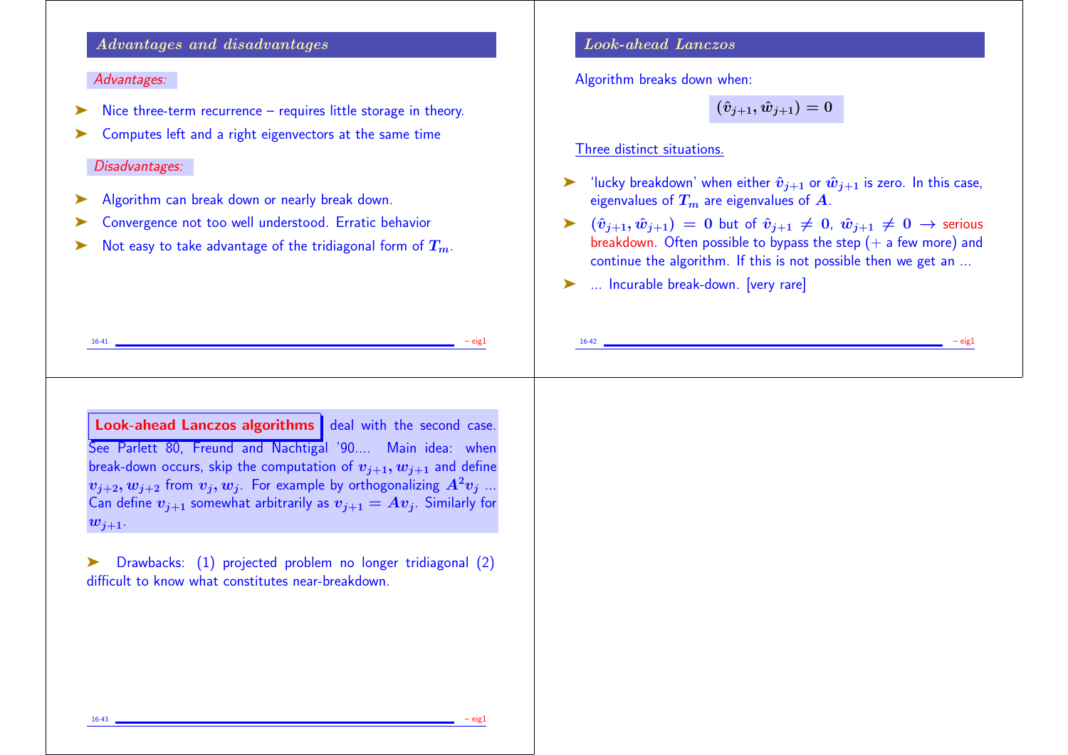## Advantages and disadvantages

*Advantages:*

- Nice three-term recurrence – requires little storage in theory.
- Computes left and a right eigenvectors at the same time

*Disadvantages:*

- Algorithm can break down or nearly break down.
- Convergence not too well understood. Erratic behavior
- Not easy to take advantage of the tridiagonal form of $T_m$.

## Look-ahead Lanczos

Algorithm breaks down when:

$$(\hat{v}_{j+1}, \hat{w}_{j+1}) = 0$$

Three distinct situations.

- 'lucky breakdown' when either $\hat{v}_{j+1}$ or $\hat{w}_{j+1}$ is zero. In this case, eigenvalues of $T_m$ are eigenvalues of $A$.
- $(\hat{v}_{j+1}, \hat{w}_{j+1}) = 0$ but of $\hat{v}_{j+1} \neq 0$, $\hat{w}_{j+1} \neq 0 \rightarrow$ serious breakdown. Often possible to bypass the step (+ a few more) and continue the algorithm. If this is not possible then we get an ...
- ... Incurable break-down. [very rare]

**Look-ahead Lanczos algorithms** deal with the second case. See Parlett 80, Freund and Nachtigal '90.... Main idea: when break-down occurs, skip the computation of $v_{j+1}, w_{j+1}$ and define $v_{j+2}, w_{j+2}$ from $v_j, w_j$. For example by orthogonalizing $A^2 v_j$ ... Can define $v_{j+1}$ somewhat arbitrarily as $v_{j+1} = Av_j$. Similarly for $w_{j+1}$.

- Drawbacks: (1) projected problem no longer tridiagonal (2) difficult to know what constitutes near-breakdown.